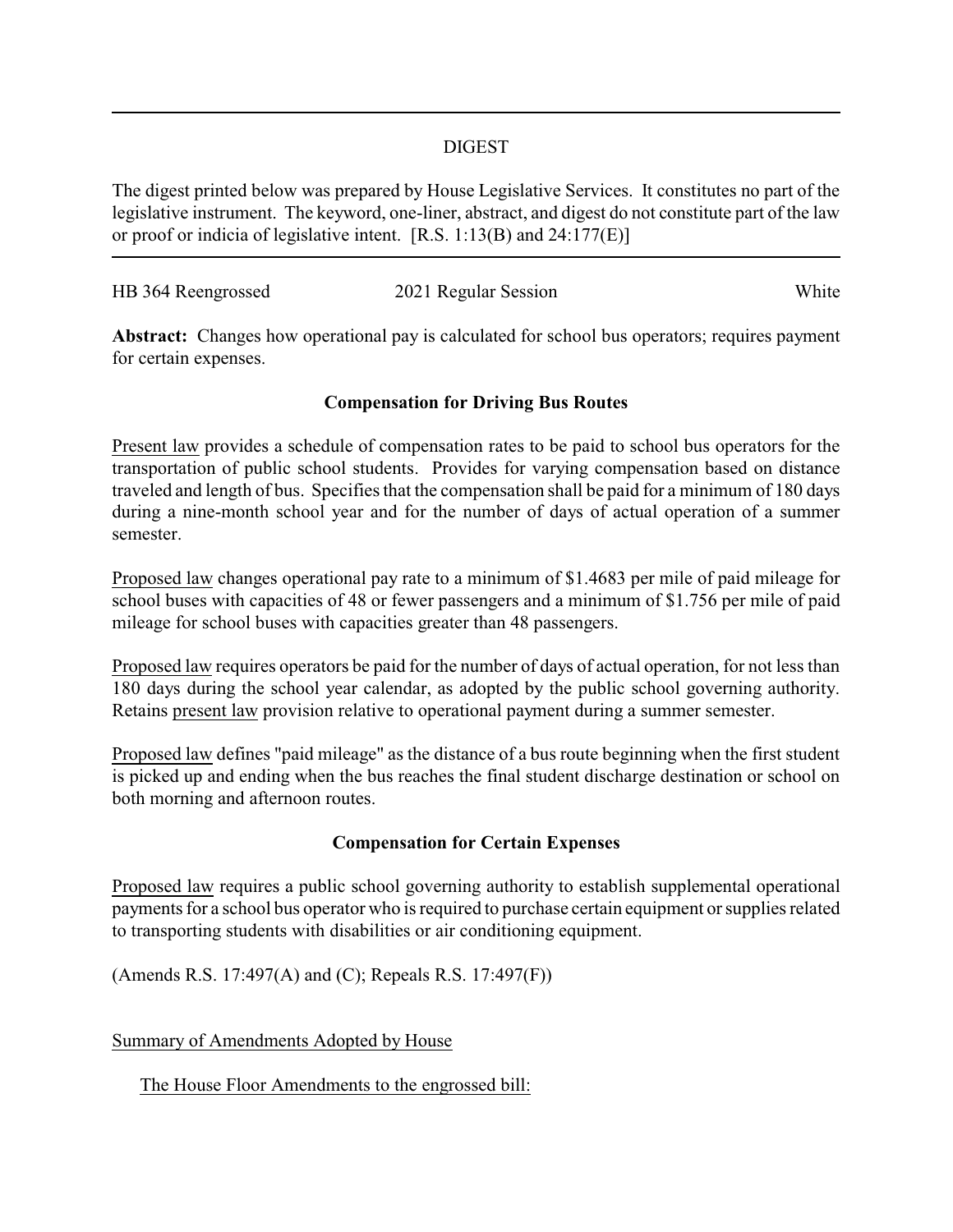# DIGEST

The digest printed below was prepared by House Legislative Services. It constitutes no part of the legislative instrument. The keyword, one-liner, abstract, and digest do not constitute part of the law or proof or indicia of legislative intent. [R.S. 1:13(B) and 24:177(E)]

---

HB 364 Reengrossed 2021 Regular Session White

**Abstract:** Changes how operational pay is calculated for school bus operators; requires payment for certain expenses.

## Compensation for Driving Bus Routes

Present law provides a schedule of compensation rates to be paid to school bus operators for the transportation of public school students. Provides for varying compensation based on distance traveled and length of bus. Specifies that the compensation shall be paid for a minimum of 180 days during a nine-month school year and for the number of days of actual operation of a summer semester.

Proposed law changes operational pay rate to a minimum of $1.4683 per mile of paid mileage for school buses with capacities of 48 or fewer passengers and a minimum of $1.756 per mile of paid mileage for school buses with capacities greater than 48 passengers.

Proposed law requires operators be paid for the number of days of actual operation, for not less than 180 days during the school year calendar, as adopted by the public school governing authority. Retains present law provision relative to operational payment during a summer semester.

Proposed law defines "paid mileage" as the distance of a bus route beginning when the first student is picked up and ending when the bus reaches the final student discharge destination or school on both morning and afternoon routes.

## Compensation for Certain Expenses

Proposed law requires a public school governing authority to establish supplemental operational payments for a school bus operator who is required to purchase certain equipment or supplies related to transporting students with disabilities or air conditioning equipment.

(Amends R.S. 17:497(A) and (C); Repeals R.S. 17:497(F))

Summary of Amendments Adopted by House

The House Floor Amendments to the engrossed bill: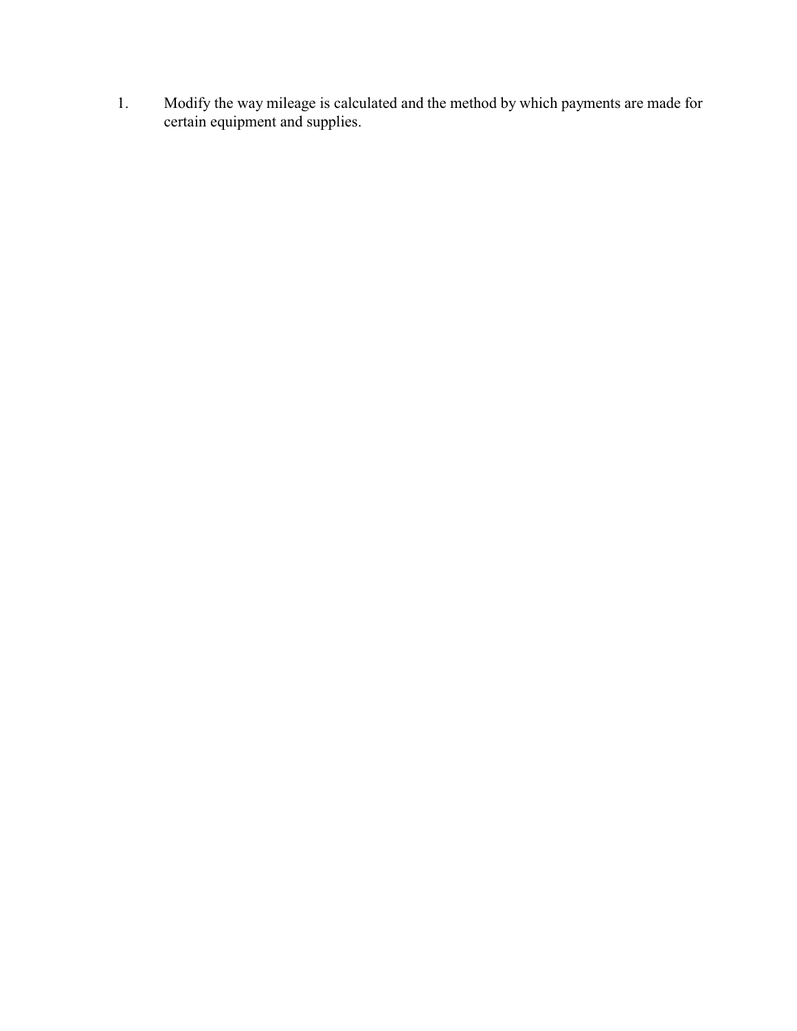1. Modify the way mileage is calculated and the method by which payments are made for certain equipment and supplies.